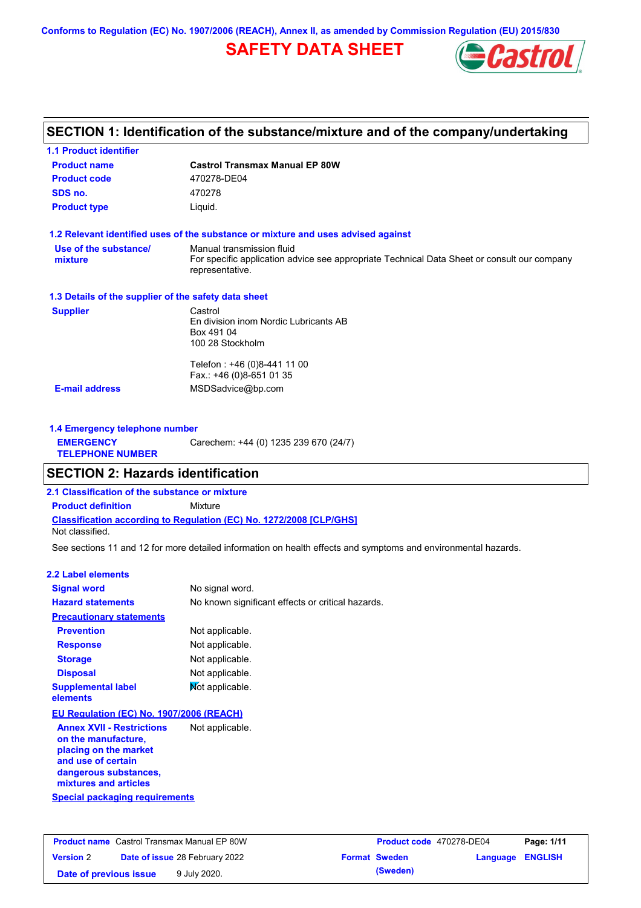Conforms to Regulation (EC) No. 1907/2006 (REACH), Annex II, as amended by Commission Regulation (EU) 2015/830

# SAFETY DATA SHEET

## SECTION 1: Identification of the substance/mixture and of the company/undertaking

### 1.1 Product identifier

| | |
|---|---|
| **Product name** | **Castrol Transmax Manual EP 80W** |
| **Product code** | 470278-DE04 |
| **SDS no.** | 470278 |
| **Product type** | Liquid. |

### 1.2 Relevant identified uses of the substance or mixture and uses advised against

| | |
|---|---|
| **Use of the substance/ mixture** | Manual transmission fluid<br>For specific application advice see appropriate Technical Data Sheet or consult our company representative. |

### 1.3 Details of the supplier of the safety data sheet

| | |
|---|---|
| **Supplier** | Castrol<br>En division inom Nordic Lubricants AB<br>Box 491 04<br>100 28 Stockholm<br><br>Telefon : +46 (0)8-441 11 00<br>Fax.: +46 (0)8-651 01 35 |
| **E-mail address** | MSDSadvice@bp.com |

### 1.4 Emergency telephone number

| | |
|---|---|
| **EMERGENCY TELEPHONE NUMBER** | Carechem: +44 (0) 1235 239 670 (24/7) |

## SECTION 2: Hazards identification

### 2.1 Classification of the substance or mixture

**Product definition** Mixture

**Classification according to Regulation (EC) No. 1272/2008 [CLP/GHS]**

Not classified.

See sections 11 and 12 for more detailed information on health effects and symptoms and environmental hazards.

### 2.2 Label elements

| | |
|---|---|
| **Signal word** | No signal word. |
| **Hazard statements** | No known significant effects or critical hazards. |
| **Precautionary statements** | |
| **Prevention** | Not applicable. |
| **Response** | Not applicable. |
| **Storage** | Not applicable. |
| **Disposal** | Not applicable. |
| **Supplemental label elements** | Not applicable. |

**EU Regulation (EC) No. 1907/2006 (REACH)**

| | |
|---|---|
| **Annex XVII - Restrictions on the manufacture, placing on the market and use of certain dangerous substances, mixtures and articles** | Not applicable. |

**Special packaging requirements**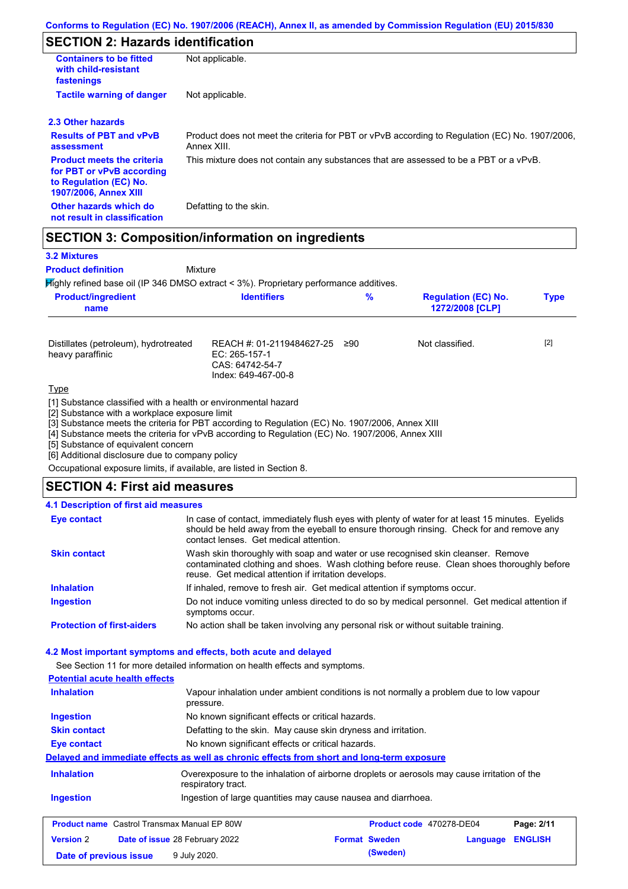## SECTION 2: Hazards identification

| | |
|---|---|
| **Containers to be fitted with child-resistant fastenings** | Not applicable. |
| **Tactile warning of danger** | Not applicable. |

### 2.3 Other hazards

| | |
|---|---|
| **Results of PBT and vPvB assessment** | Product does not meet the criteria for PBT or vPvB according to Regulation (EC) No. 1907/2006, Annex XIII. |
| **Product meets the criteria for PBT or vPvB according to Regulation (EC) No. 1907/2006, Annex XIII** | This mixture does not contain any substances that are assessed to be a PBT or a vPvB. |
| **Other hazards which do not result in classification** | Defatting to the skin. |

## SECTION 3: Composition/information on ingredients

### 3.2 Mixtures

**Product definition** Mixture

Highly refined base oil (IP 346 DMSO extract < 3%). Proprietary performance additives.

| Product/ingredient name | Identifiers | % | Regulation (EC) No. 1272/2008 [CLP] | Type |
|---|---|---|---|---|
| Distillates (petroleum), hydrotreated heavy paraffinic | REACH #: 01-2119484627-25<br>EC: 265-157-1<br>CAS: 64742-54-7<br>Index: 649-467-00-8 | ≥90 | Not classified. | [2] |

Type

[1] Substance classified with a health or environmental hazard
[2] Substance with a workplace exposure limit
[3] Substance meets the criteria for PBT according to Regulation (EC) No. 1907/2006, Annex XIII
[4] Substance meets the criteria for vPvB according to Regulation (EC) No. 1907/2006, Annex XIII
[5] Substance of equivalent concern
[6] Additional disclosure due to company policy

Occupational exposure limits, if available, are listed in Section 8.

## SECTION 4: First aid measures

### 4.1 Description of first aid measures

| | |
|---|---|
| **Eye contact** | In case of contact, immediately flush eyes with plenty of water for at least 15 minutes. Eyelids should be held away from the eyeball to ensure thorough rinsing. Check for and remove any contact lenses. Get medical attention. |
| **Skin contact** | Wash skin thoroughly with soap and water or use recognised skin cleanser. Remove contaminated clothing and shoes. Wash clothing before reuse. Clean shoes thoroughly before reuse. Get medical attention if irritation develops. |
| **Inhalation** | If inhaled, remove to fresh air. Get medical attention if symptoms occur. |
| **Ingestion** | Do not induce vomiting unless directed to do so by medical personnel. Get medical attention if symptoms occur. |
| **Protection of first-aiders** | No action shall be taken involving any personal risk or without suitable training. |

### 4.2 Most important symptoms and effects, both acute and delayed

See Section 11 for more detailed information on health effects and symptoms.

**Potential acute health effects**

| | |
|---|---|
| **Inhalation** | Vapour inhalation under ambient conditions is not normally a problem due to low vapour pressure. |
| **Ingestion** | No known significant effects or critical hazards. |
| **Skin contact** | Defatting to the skin. May cause skin dryness and irritation. |
| **Eye contact** | No known significant effects or critical hazards. |

**Delayed and immediate effects as well as chronic effects from short and long-term exposure**

| | |
|---|---|
| **Inhalation** | Overexposure to the inhalation of airborne droplets or aerosols may cause irritation of the respiratory tract. |
| **Ingestion** | Ingestion of large quantities may cause nausea and diarrhoea. |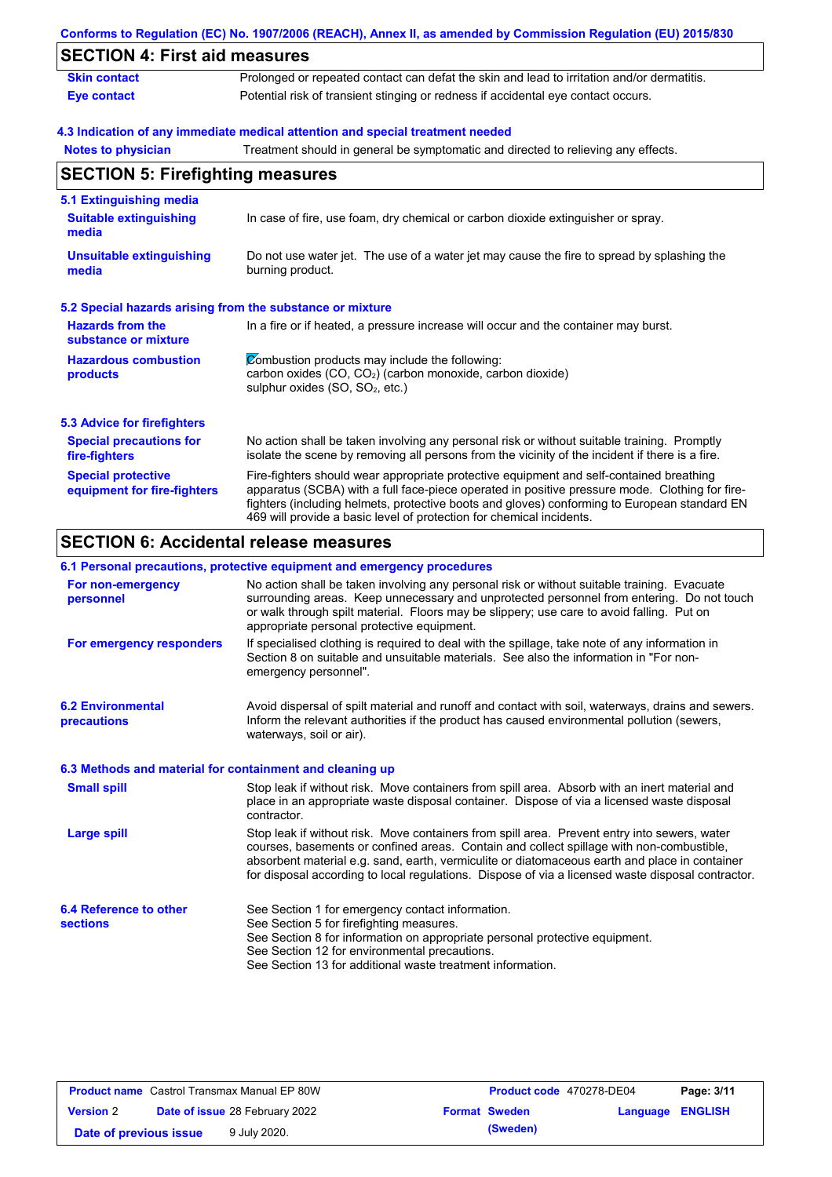Conforms to Regulation (EC) No. 1907/2006 (REACH), Annex II, as amended by Commission Regulation (EU) 2015/830

## SECTION 4: First aid measures

| | |
|---|---|
| **Skin contact** | Prolonged or repeated contact can defat the skin and lead to irritation and/or dermatitis. |
| **Eye contact** | Potential risk of transient stinging or redness if accidental eye contact occurs. |

### 4.3 Indication of any immediate medical attention and special treatment needed

| | |
|---|---|
| **Notes to physician** | Treatment should in general be symptomatic and directed to relieving any effects. |

## SECTION 5: Firefighting measures

### 5.1 Extinguishing media

| | |
|---|---|
| **Suitable extinguishing media** | In case of fire, use foam, dry chemical or carbon dioxide extinguisher or spray. |
| **Unsuitable extinguishing media** | Do not use water jet. The use of a water jet may cause the fire to spread by splashing the burning product. |

### 5.2 Special hazards arising from the substance or mixture

| | |
|---|---|
| **Hazards from the substance or mixture** | In a fire or if heated, a pressure increase will occur and the container may burst. |
| **Hazardous combustion products** | Combustion products may include the following: carbon oxides (CO, $CO_2$) (carbon monoxide, carbon dioxide) sulphur oxides (SO, $SO_2$, etc.) |

### 5.3 Advice for firefighters

| | |
|---|---|
| **Special precautions for fire-fighters** | No action shall be taken involving any personal risk or without suitable training. Promptly isolate the scene by removing all persons from the vicinity of the incident if there is a fire. |
| **Special protective equipment for fire-fighters** | Fire-fighters should wear appropriate protective equipment and self-contained breathing apparatus (SCBA) with a full face-piece operated in positive pressure mode. Clothing for fire-fighters (including helmets, protective boots and gloves) conforming to European standard EN 469 will provide a basic level of protection for chemical incidents. |

## SECTION 6: Accidental release measures

### 6.1 Personal precautions, protective equipment and emergency procedures

| | |
|---|---|
| **For non-emergency personnel** | No action shall be taken involving any personal risk or without suitable training. Evacuate surrounding areas. Keep unnecessary and unprotected personnel from entering. Do not touch or walk through spilt material. Floors may be slippery; use care to avoid falling. Put on appropriate personal protective equipment. |
| **For emergency responders** | If specialised clothing is required to deal with the spillage, take note of any information in Section 8 on suitable and unsuitable materials. See also the information in "For non-emergency personnel". |

| | |
|---|---|
| **6.2 Environmental precautions** | Avoid dispersal of spilt material and runoff and contact with soil, waterways, drains and sewers. Inform the relevant authorities if the product has caused environmental pollution (sewers, waterways, soil or air). |

### 6.3 Methods and material for containment and cleaning up

| | |
|---|---|
| **Small spill** | Stop leak if without risk. Move containers from spill area. Absorb with an inert material and place in an appropriate waste disposal container. Dispose of via a licensed waste disposal contractor. |
| **Large spill** | Stop leak if without risk. Move containers from spill area. Prevent entry into sewers, water courses, basements or confined areas. Contain and collect spillage with non-combustible, absorbent material e.g. sand, earth, vermiculite or diatomaceous earth and place in container for disposal according to local regulations. Dispose of via a licensed waste disposal contractor. |

| | |
|---|---|
| **6.4 Reference to other sections** | See Section 1 for emergency contact information. See Section 5 for firefighting measures. See Section 8 for information on appropriate personal protective equipment. See Section 12 for environmental precautions. See Section 13 for additional waste treatment information. |

| **Product name** Castrol Transmax Manual EP 80W | **Product code** 470278-DE04 | **Page:** 3/11 |
|---|---|---|
| **Version** 2 **Date of issue** 28 February 2022 | **Format** Sweden (Sweden) | **Language** ENGLISH |
| **Date of previous issue** 9 July 2020. | | |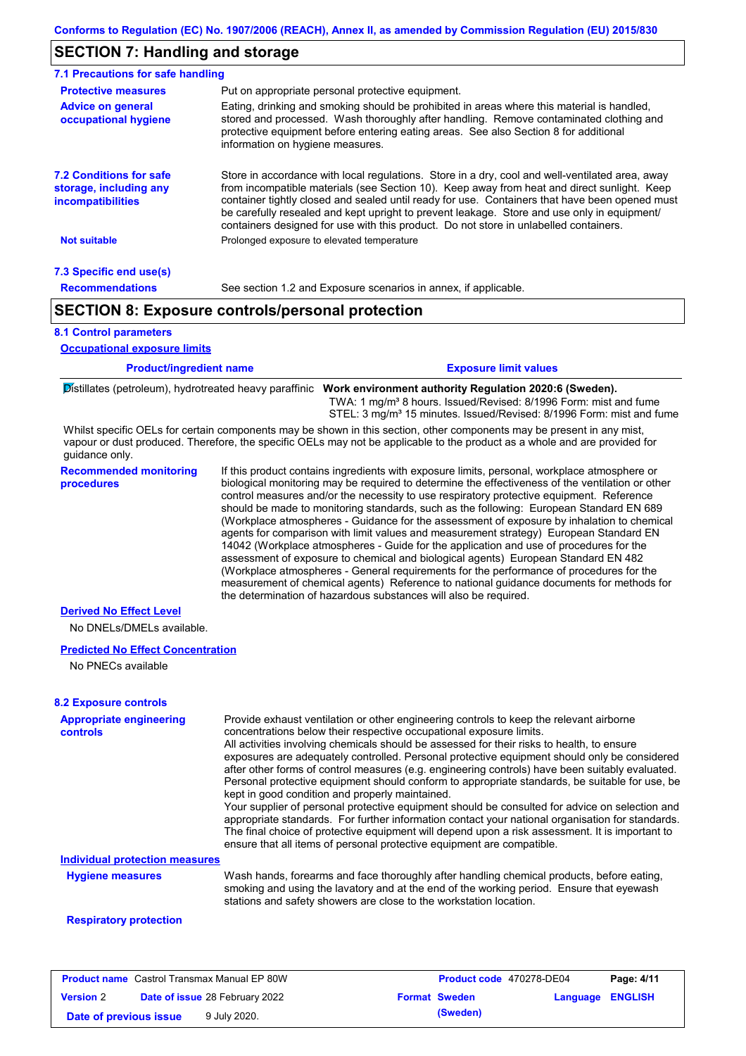Conforms to Regulation (EC) No. 1907/2006 (REACH), Annex II, as amended by Commission Regulation (EU) 2015/830

## SECTION 7: Handling and storage

### 7.1 Precautions for safe handling

**Protective measures**
Put on appropriate personal protective equipment.

**Advice on general occupational hygiene**
Eating, drinking and smoking should be prohibited in areas where this material is handled, stored and processed. Wash thoroughly after handling. Remove contaminated clothing and protective equipment before entering eating areas. See also Section 8 for additional information on hygiene measures.

### 7.2 Conditions for safe storage, including any incompatibilities

Store in accordance with local regulations. Store in a dry, cool and well-ventilated area, away from incompatible materials (see Section 10). Keep away from heat and direct sunlight. Keep container tightly closed and sealed until ready for use. Containers that have been opened must be carefully resealed and kept upright to prevent leakage. Store and use only in equipment/ containers designed for use with this product. Do not store in unlabelled containers.

**Not suitable**
Prolonged exposure to elevated temperature

### 7.3 Specific end use(s)

**Recommendations**
See section 1.2 and Exposure scenarios in annex, if applicable.

## SECTION 8: Exposure controls/personal protection

### 8.1 Control parameters

**Occupational exposure limits**

| Product/ingredient name | Exposure limit values |
|---|---|
| Distillates (petroleum), hydrotreated heavy paraffinic | **Work environment authority Regulation 2020:6 (Sweden).**<br>TWA: 1 mg/m³ 8 hours. Issued/Revised: 8/1996 Form: mist and fume<br>STEL: 3 mg/m³ 15 minutes. Issued/Revised: 8/1996 Form: mist and fume |

Whilst specific OELs for certain components may be shown in this section, other components may be present in any mist, vapour or dust produced. Therefore, the specific OELs may not be applicable to the product as a whole and are provided for guidance only.

**Recommended monitoring procedures**
If this product contains ingredients with exposure limits, personal, workplace atmosphere or biological monitoring may be required to determine the effectiveness of the ventilation or other control measures and/or the necessity to use respiratory protective equipment. Reference should be made to monitoring standards, such as the following: European Standard EN 689 (Workplace atmospheres - Guidance for the assessment of exposure by inhalation to chemical agents for comparison with limit values and measurement strategy) European Standard EN 14042 (Workplace atmospheres - Guide for the application and use of procedures for the assessment of exposure to chemical and biological agents) European Standard EN 482 (Workplace atmospheres - General requirements for the performance of procedures for the measurement of chemical agents) Reference to national guidance documents for methods for the determination of hazardous substances will also be required.

**Derived No Effect Level**

No DNELs/DMELs available.

**Predicted No Effect Concentration**

No PNECs available

### 8.2 Exposure controls

**Appropriate engineering controls**
Provide exhaust ventilation or other engineering controls to keep the relevant airborne concentrations below their respective occupational exposure limits.
All activities involving chemicals should be assessed for their risks to health, to ensure exposures are adequately controlled. Personal protective equipment should only be considered after other forms of control measures (e.g. engineering controls) have been suitably evaluated. Personal protective equipment should conform to appropriate standards, be suitable for use, be kept in good condition and properly maintained.
Your supplier of personal protective equipment should be consulted for advice on selection and appropriate standards. For further information contact your national organisation for standards. The final choice of protective equipment will depend upon a risk assessment. It is important to ensure that all items of personal protective equipment are compatible.

**Individual protection measures**

**Hygiene measures**
Wash hands, forearms and face thoroughly after handling chemical products, before eating, smoking and using the lavatory and at the end of the working period. Ensure that eyewash stations and safety showers are close to the workstation location.

**Respiratory protection**

| Product name Castrol Transmax Manual EP 80W | Product code 470278-DE04 | Page: 4/11 |
|---|---|---|
| Version 2 Date of issue 28 February 2022 | Format Sweden (Sweden) | Language ENGLISH |
| Date of previous issue 9 July 2020. | | |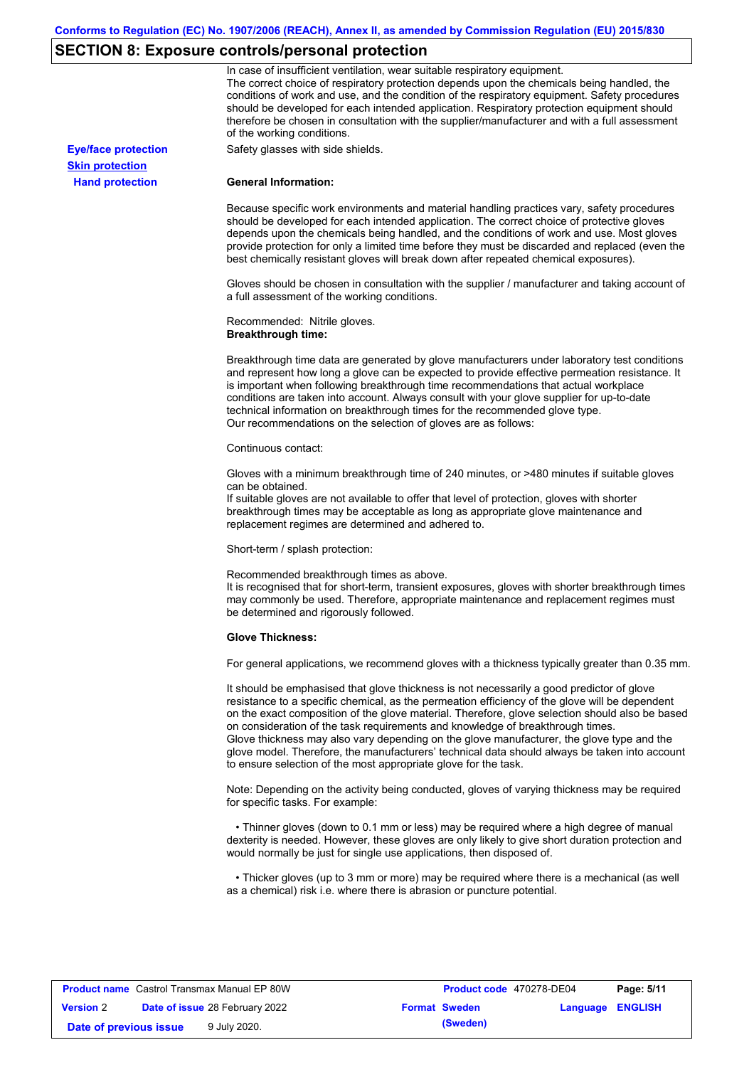## SECTION 8: Exposure controls/personal protection

In case of insufficient ventilation, wear suitable respiratory equipment.
The correct choice of respiratory protection depends upon the chemicals being handled, the conditions of work and use, and the condition of the respiratory equipment. Safety procedures should be developed for each intended application. Respiratory protection equipment should therefore be chosen in consultation with the supplier/manufacturer and with a full assessment of the working conditions.

**Eye/face protection**

Safety glasses with side shields.

**Skin protection**

**Hand protection**

**General Information:**

Because specific work environments and material handling practices vary, safety procedures should be developed for each intended application. The correct choice of protective gloves depends upon the chemicals being handled, and the conditions of work and use. Most gloves provide protection for only a limited time before they must be discarded and replaced (even the best chemically resistant gloves will break down after repeated chemical exposures).

Gloves should be chosen in consultation with the supplier / manufacturer and taking account of a full assessment of the working conditions.

Recommended: Nitrile gloves.

**Breakthrough time:**

Breakthrough time data are generated by glove manufacturers under laboratory test conditions and represent how long a glove can be expected to provide effective permeation resistance. It is important when following breakthrough time recommendations that actual workplace conditions are taken into account. Always consult with your glove supplier for up-to-date technical information on breakthrough times for the recommended glove type.
Our recommendations on the selection of gloves are as follows:

Continuous contact:

Gloves with a minimum breakthrough time of 240 minutes, or >480 minutes if suitable gloves can be obtained.
If suitable gloves are not available to offer that level of protection, gloves with shorter breakthrough times may be acceptable as long as appropriate glove maintenance and replacement regimes are determined and adhered to.

Short-term / splash protection:

Recommended breakthrough times as above.
It is recognised that for short-term, transient exposures, gloves with shorter breakthrough times may commonly be used. Therefore, appropriate maintenance and replacement regimes must be determined and rigorously followed.

**Glove Thickness:**

For general applications, we recommend gloves with a thickness typically greater than 0.35 mm.

It should be emphasised that glove thickness is not necessarily a good predictor of glove resistance to a specific chemical, as the permeation efficiency of the glove will be dependent on the exact composition of the glove material. Therefore, glove selection should also be based on consideration of the task requirements and knowledge of breakthrough times.
Glove thickness may also vary depending on the glove manufacturer, the glove type and the glove model. Therefore, the manufacturers' technical data should always be taken into account to ensure selection of the most appropriate glove for the task.

Note: Depending on the activity being conducted, gloves of varying thickness may be required for specific tasks. For example:

- Thinner gloves (down to 0.1 mm or less) may be required where a high degree of manual dexterity is needed. However, these gloves are only likely to give short duration protection and would normally be just for single use applications, then disposed of.

- Thicker gloves (up to 3 mm or more) may be required where there is a mechanical (as well as a chemical) risk i.e. where there is abrasion or puncture potential.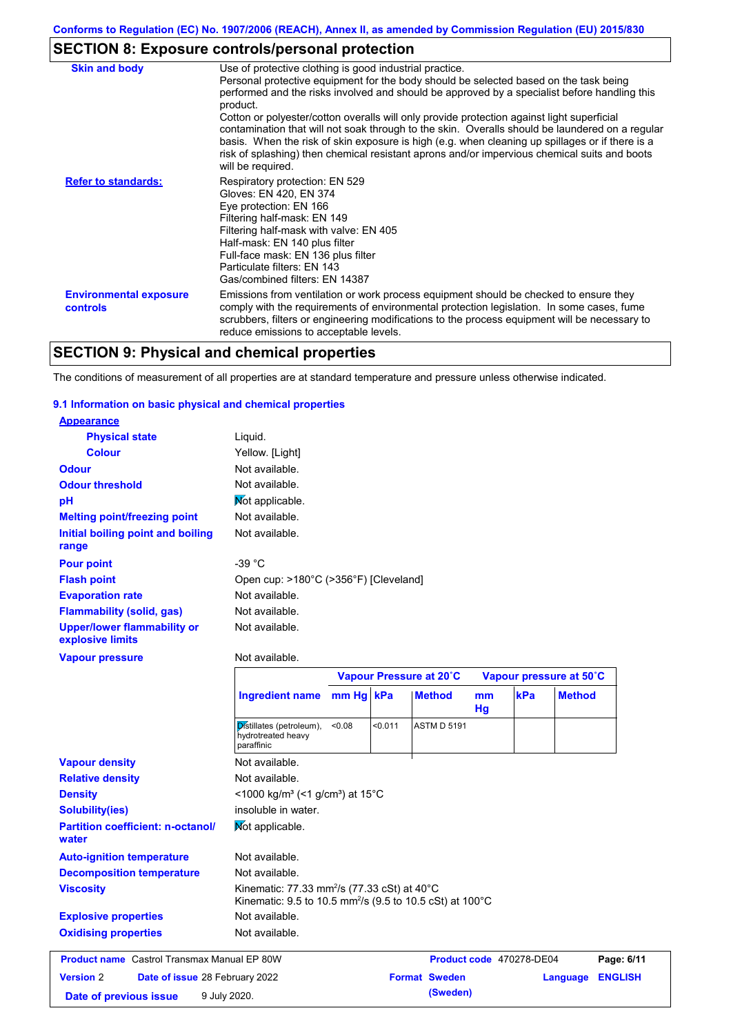## SECTION 8: Exposure controls/personal protection

| | |
|---|---|
| **Skin and body** | Use of protective clothing is good industrial practice. Personal protective equipment for the body should be selected based on the task being performed and the risks involved and should be approved by a specialist before handling this product. Cotton or polyester/cotton overalls will only provide protection against light superficial contamination that will not soak through to the skin. Overalls should be laundered on a regular basis. When the risk of skin exposure is high (e.g. when cleaning up spillages or if there is a risk of splashing) then chemical resistant aprons and/or impervious chemical suits and boots will be required. |
| **Refer to standards:** | Respiratory protection: EN 529<br>Gloves: EN 420, EN 374<br>Eye protection: EN 166<br>Filtering half-mask: EN 149<br>Filtering half-mask with valve: EN 405<br>Half-mask: EN 140 plus filter<br>Full-face mask: EN 136 plus filter<br>Particulate filters: EN 143<br>Gas/combined filters: EN 14387 |
| **Environmental exposure controls** | Emissions from ventilation or work process equipment should be checked to ensure they comply with the requirements of environmental protection legislation. In some cases, fume scrubbers, filters or engineering modifications to the process equipment will be necessary to reduce emissions to acceptable levels. |

## SECTION 9: Physical and chemical properties

The conditions of measurement of all properties are at standard temperature and pressure unless otherwise indicated.

### 9.1 Information on basic physical and chemical properties

**Appearance**

| | |
|---|---|
| **Physical state** | Liquid. |
| **Colour** | Yellow. [Light] |
| **Odour** | Not available. |
| **Odour threshold** | Not available. |
| **pH** | Not applicable. |
| **Melting point/freezing point** | Not available. |
| **Initial boiling point and boiling range** | Not available. |
| **Pour point** | -39 °C |
| **Flash point** | Open cup: >180°C (>356°F) [Cleveland] |
| **Evaporation rate** | Not available. |
| **Flammability (solid, gas)** | Not available. |
| **Upper/lower flammability or explosive limits** | Not available. |
| **Vapour pressure** | Not available. |

| | Vapour Pressure at 20˚C | | | Vapour pressure at 50˚C | | |
|---|---|---|---|---|---|---|
| **Ingredient name** | **mm Hg** | **kPa** | **Method** | **mm Hg** | **kPa** | **Method** |
| Distillates (petroleum), hydrotreated heavy paraffinic | <0.08 | <0.011 | ASTM D 5191 | | | |

| | |
|---|---|
| **Vapour density** | Not available. |
| **Relative density** | Not available. |
| **Density** | <1000 kg/m³ (<1 g/cm³) at 15°C |
| **Solubility(ies)** | insoluble in water. |
| **Partition coefficient: n-octanol/water** | Not applicable. |
| **Auto-ignition temperature** | Not available. |
| **Decomposition temperature** | Not available. |
| **Viscosity** | Kinematic: 77.33 mm²/s (77.33 cSt) at 40°C<br>Kinematic: 9.5 to 10.5 mm²/s (9.5 to 10.5 cSt) at 100°C |
| **Explosive properties** | Not available. |
| **Oxidising properties** | Not available. |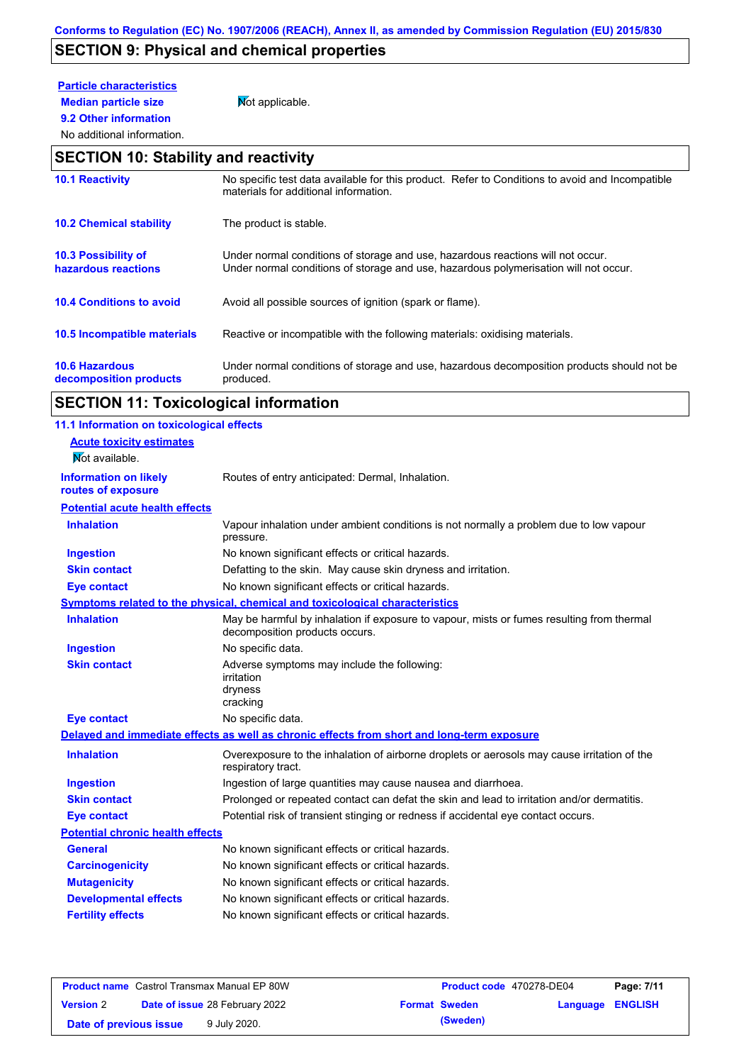## SECTION 9: Physical and chemical properties

**Particle characteristics**

**Median particle size** Not applicable.

**9.2 Other information**

No additional information.

## SECTION 10: Stability and reactivity

| | |
|---|---|
| **10.1 Reactivity** | No specific test data available for this product. Refer to Conditions to avoid and Incompatible materials for additional information. |
| **10.2 Chemical stability** | The product is stable. |
| **10.3 Possibility of hazardous reactions** | Under normal conditions of storage and use, hazardous reactions will not occur. Under normal conditions of storage and use, hazardous polymerisation will not occur. |
| **10.4 Conditions to avoid** | Avoid all possible sources of ignition (spark or flame). |
| **10.5 Incompatible materials** | Reactive or incompatible with the following materials: oxidising materials. |
| **10.6 Hazardous decomposition products** | Under normal conditions of storage and use, hazardous decomposition products should not be produced. |

## SECTION 11: Toxicological information

**11.1 Information on toxicological effects**

**Acute toxicity estimates**

Not available.

**Information on likely routes of exposure** Routes of entry anticipated: Dermal, Inhalation.

**Potential acute health effects**

| | |
|---|---|
| **Inhalation** | Vapour inhalation under ambient conditions is not normally a problem due to low vapour pressure. |
| **Ingestion** | No known significant effects or critical hazards. |
| **Skin contact** | Defatting to the skin. May cause skin dryness and irritation. |
| **Eye contact** | No known significant effects or critical hazards. |

**Symptoms related to the physical, chemical and toxicological characteristics**

| | |
|---|---|
| **Inhalation** | May be harmful by inhalation if exposure to vapour, mists or fumes resulting from thermal decomposition products occurs. |
| **Ingestion** | No specific data. |
| **Skin contact** | Adverse symptoms may include the following:<br>irritation<br>dryness<br>cracking |
| **Eye contact** | No specific data. |

**Delayed and immediate effects as well as chronic effects from short and long-term exposure**

| | |
|---|---|
| **Inhalation** | Overexposure to the inhalation of airborne droplets or aerosols may cause irritation of the respiratory tract. |
| **Ingestion** | Ingestion of large quantities may cause nausea and diarrhoea. |
| **Skin contact** | Prolonged or repeated contact can defat the skin and lead to irritation and/or dermatitis. |
| **Eye contact** | Potential risk of transient stinging or redness if accidental eye contact occurs. |

**Potential chronic health effects**

| | |
|---|---|
| **General** | No known significant effects or critical hazards. |
| **Carcinogenicity** | No known significant effects or critical hazards. |
| **Mutagenicity** | No known significant effects or critical hazards. |
| **Developmental effects** | No known significant effects or critical hazards. |
| **Fertility effects** | No known significant effects or critical hazards. |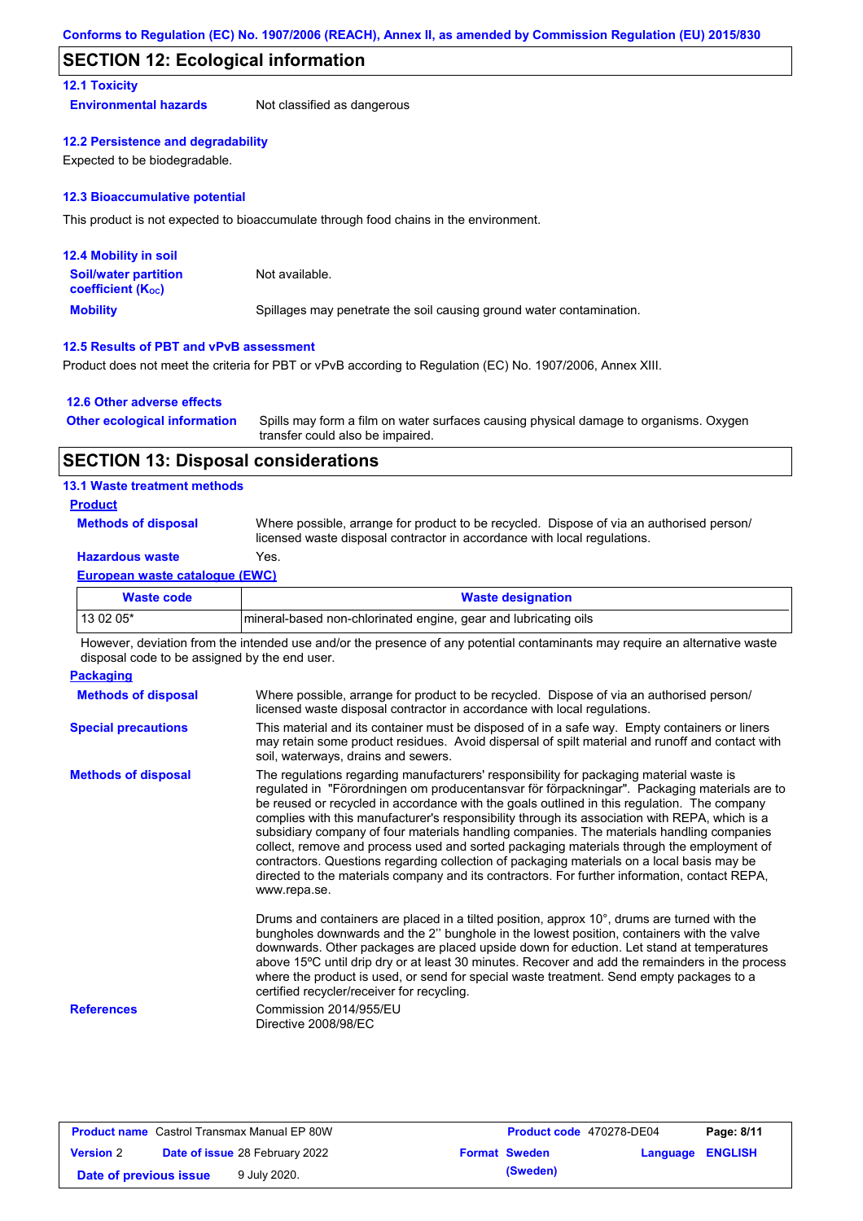## SECTION 12: Ecological information

### 12.1 Toxicity

**Environmental hazards** Not classified as dangerous

### 12.2 Persistence and degradability

Expected to be biodegradable.

### 12.3 Bioaccumulative potential

This product is not expected to bioaccumulate through food chains in the environment.

### 12.4 Mobility in soil

**Soil/water partition coefficient ($K_{OC}$)** Not available.

**Mobility** Spillages may penetrate the soil causing ground water contamination.

### 12.5 Results of PBT and vPvB assessment

Product does not meet the criteria for PBT or vPvB according to Regulation (EC) No. 1907/2006, Annex XIII.

### 12.6 Other adverse effects

**Other ecological information** Spills may form a film on water surfaces causing physical damage to organisms. Oxygen transfer could also be impaired.

## SECTION 13: Disposal considerations

### 13.1 Waste treatment methods

**Product**

**Methods of disposal** Where possible, arrange for product to be recycled. Dispose of via an authorised person/ licensed waste disposal contractor in accordance with local regulations.

**Hazardous waste** Yes.

**European waste catalogue (EWC)**

| Waste code | Waste designation |
|---|---|
| 13 02 05* | mineral-based non-chlorinated engine, gear and lubricating oils |

However, deviation from the intended use and/or the presence of any potential contaminants may require an alternative waste disposal code to be assigned by the end user.

**Packaging**

**Methods of disposal** Where possible, arrange for product to be recycled. Dispose of via an authorised person/ licensed waste disposal contractor in accordance with local regulations.

**Special precautions** This material and its container must be disposed of in a safe way. Empty containers or liners may retain some product residues. Avoid dispersal of spilt material and runoff and contact with soil, waterways, drains and sewers.

**Methods of disposal** The regulations regarding manufacturers' responsibility for packaging material waste is regulated in "Förordningen om producentansvar för förpackningar". Packaging materials are to be reused or recycled in accordance with the goals outlined in this regulation. The company complies with this manufacturer's responsibility through its association with REPA, which is a subsidiary company of four materials handling companies. The materials handling companies collect, remove and process used and sorted packaging materials through the employment of contractors. Questions regarding collection of packaging materials on a local basis may be directed to the materials company and its contractors. For further information, contact REPA, www.repa.se.

Drums and containers are placed in a tilted position, approx 10°, drums are turned with the bungholes downwards and the 2'' bunghole in the lowest position, containers with the valve downwards. Other packages are placed upside down for eduction. Let stand at temperatures above 15ºC until drip dry or at least 30 minutes. Recover and add the remainders in the process where the product is used, or send for special waste treatment. Send empty packages to a certified recycler/receiver for recycling.

**References** Commission 2014/955/EU
Directive 2008/98/EC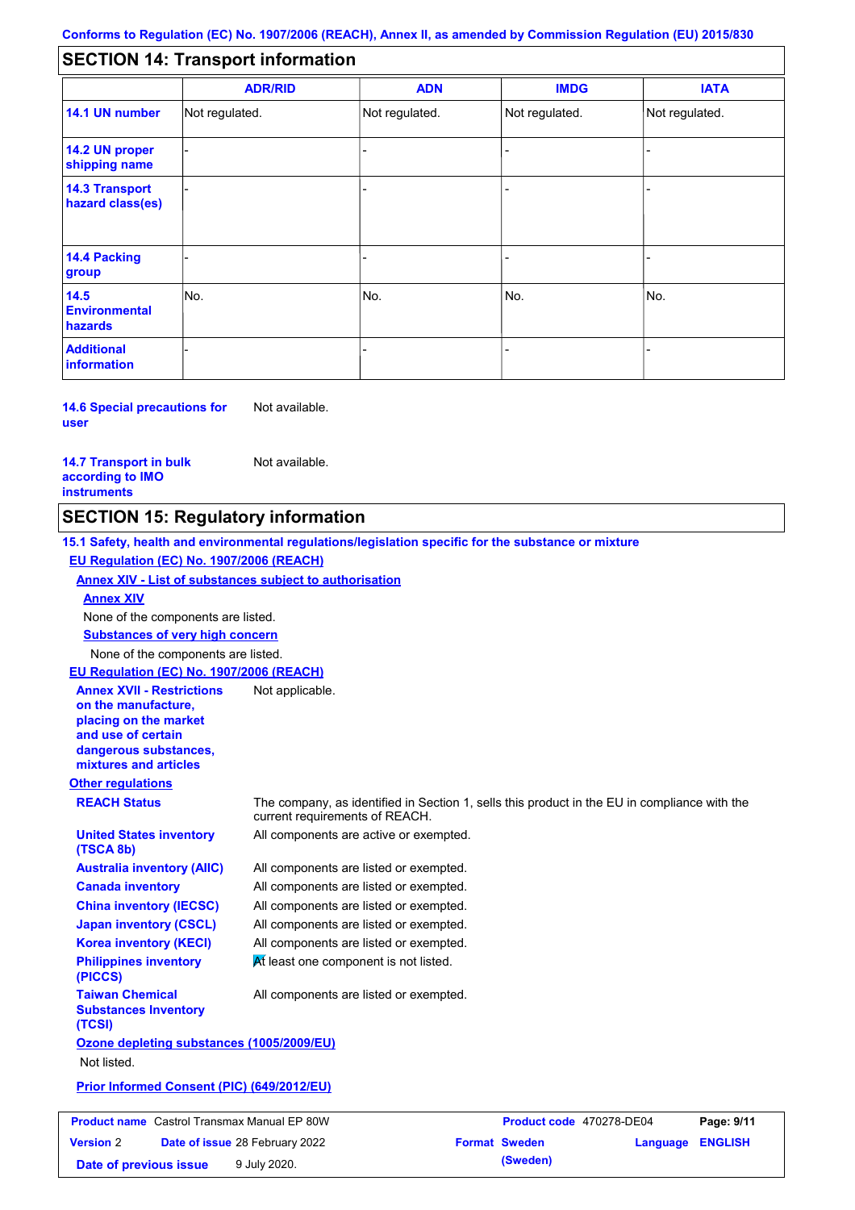Conforms to Regulation (EC) No. 1907/2006 (REACH), Annex II, as amended by Commission Regulation (EU) 2015/830

## SECTION 14: Transport information

| | ADR/RID | ADN | IMDG | IATA |
|---|---|---|---|---|
| 14.1 UN number | Not regulated. | Not regulated. | Not regulated. | Not regulated. |
| 14.2 UN proper shipping name | - | - | - | - |
| 14.3 Transport hazard class(es) | - | - | - | - |
| 14.4 Packing group | - | - | - | - |
| 14.5 Environmental hazards | No. | No. | No. | No. |
| Additional information | - | - | - | - |

**14.6 Special precautions for user** Not available.

**14.7 Transport in bulk according to IMO instruments** Not available.

## SECTION 15: Regulatory information

**15.1 Safety, health and environmental regulations/legislation specific for the substance or mixture**

**EU Regulation (EC) No. 1907/2006 (REACH)**

**Annex XIV - List of substances subject to authorisation**

**Annex XIV**

None of the components are listed.

**Substances of very high concern**

None of the components are listed.

**EU Regulation (EC) No. 1907/2006 (REACH)**

**Annex XVII - Restrictions on the manufacture, placing on the market and use of certain dangerous substances, mixtures and articles** Not applicable.

**Other regulations**

**REACH Status** The company, as identified in Section 1, sells this product in the EU in compliance with the current requirements of REACH.

**United States inventory (TSCA 8b)** All components are active or exempted.

**Australia inventory (AIIC)** All components are listed or exempted.

**Canada inventory** All components are listed or exempted.

**China inventory (IECSC)** All components are listed or exempted.

**Japan inventory (CSCL)** All components are listed or exempted.

**Korea inventory (KECI)** All components are listed or exempted.

**Philippines inventory (PICCS)** At least one component is not listed.

**Taiwan Chemical Substances Inventory (TCSI)** All components are listed or exempted.

**Ozone depleting substances (1005/2009/EU)**

Not listed.

**Prior Informed Consent (PIC) (649/2012/EU)**

| Product name Castrol Transmax Manual EP 80W | Product code 470278-DE04 | Page: 9/11 |
|---|---|---|
| Version 2 Date of issue 28 February 2022 | Format Sweden (Sweden) | Language ENGLISH |
| Date of previous issue 9 July 2020. | | |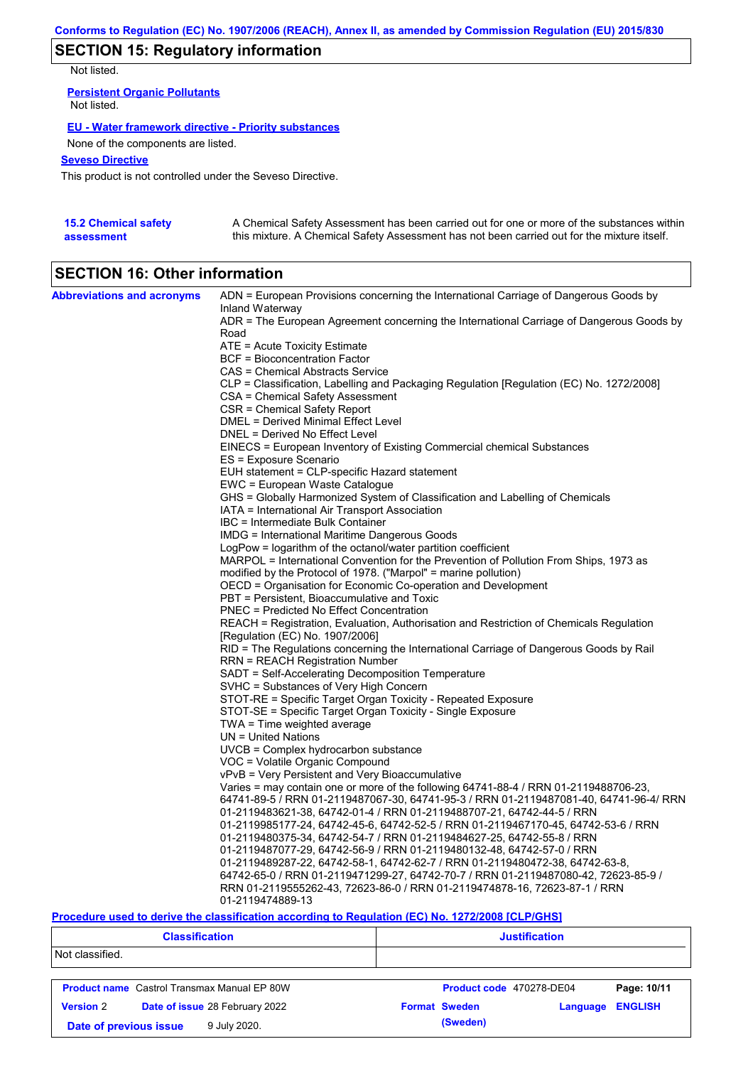## SECTION 15: Regulatory information

Not listed.

**Persistent Organic Pollutants**

Not listed.

**EU - Water framework directive - Priority substances**

None of the components are listed.

**Seveso Directive**

This product is not controlled under the Seveso Directive.

**15.2 Chemical safety assessment**

A Chemical Safety Assessment has been carried out for one or more of the substances within this mixture. A Chemical Safety Assessment has not been carried out for the mixture itself.

## SECTION 16: Other information

**Abbreviations and acronyms**

ADN = European Provisions concerning the International Carriage of Dangerous Goods by Inland Waterway
ADR = The European Agreement concerning the International Carriage of Dangerous Goods by Road
ATE = Acute Toxicity Estimate
BCF = Bioconcentration Factor
CAS = Chemical Abstracts Service
CLP = Classification, Labelling and Packaging Regulation [Regulation (EC) No. 1272/2008]
CSA = Chemical Safety Assessment
CSR = Chemical Safety Report
DMEL = Derived Minimal Effect Level
DNEL = Derived No Effect Level
EINECS = European Inventory of Existing Commercial chemical Substances
ES = Exposure Scenario
EUH statement = CLP-specific Hazard statement
EWC = European Waste Catalogue
GHS = Globally Harmonized System of Classification and Labelling of Chemicals
IATA = International Air Transport Association
IBC = Intermediate Bulk Container
IMDG = International Maritime Dangerous Goods
LogPow = logarithm of the octanol/water partition coefficient
MARPOL = International Convention for the Prevention of Pollution From Ships, 1973 as modified by the Protocol of 1978. ("Marpol" = marine pollution)
OECD = Organisation for Economic Co-operation and Development
PBT = Persistent, Bioaccumulative and Toxic
PNEC = Predicted No Effect Concentration
REACH = Registration, Evaluation, Authorisation and Restriction of Chemicals Regulation [Regulation (EC) No. 1907/2006]
RID = The Regulations concerning the International Carriage of Dangerous Goods by Rail
RRN = REACH Registration Number
SADT = Self-Accelerating Decomposition Temperature
SVHC = Substances of Very High Concern
STOT-RE = Specific Target Organ Toxicity - Repeated Exposure
STOT-SE = Specific Target Organ Toxicity - Single Exposure
TWA = Time weighted average
UN = United Nations
UVCB = Complex hydrocarbon substance
VOC = Volatile Organic Compound
vPvB = Very Persistent and Very Bioaccumulative
Varies = may contain one or more of the following 64741-88-4 / RRN 01-2119488706-23, 64741-89-5 / RRN 01-2119487067-30, 64741-95-3 / RRN 01-2119487081-40, 64741-96-4/ RRN 01-2119483621-38, 64742-01-4 / RRN 01-2119488707-21, 64742-44-5 / RRN 01-2119985177-24, 64742-45-6, 64742-52-5 / RRN 01-2119467170-45, 64742-53-6 / RRN 01-2119480375-34, 64742-54-7 / RRN 01-2119484627-25, 64742-55-8 / RRN 01-2119487077-29, 64742-56-9 / RRN 01-2119480132-48, 64742-57-0 / RRN 01-2119489287-22, 64742-58-1, 64742-62-7 / RRN 01-2119480472-38, 64742-63-8, 64742-65-0 / RRN 01-2119471299-27, 64742-70-7 / RRN 01-2119487080-42, 72623-85-9 / RRN 01-2119555262-43, 72623-86-0 / RRN 01-2119474878-16, 72623-87-1 / RRN 01-2119474889-13

**Procedure used to derive the classification according to Regulation (EC) No. 1272/2008 [CLP/GHS]**

| Classification | Justification |
|---|---|
| Not classified. | |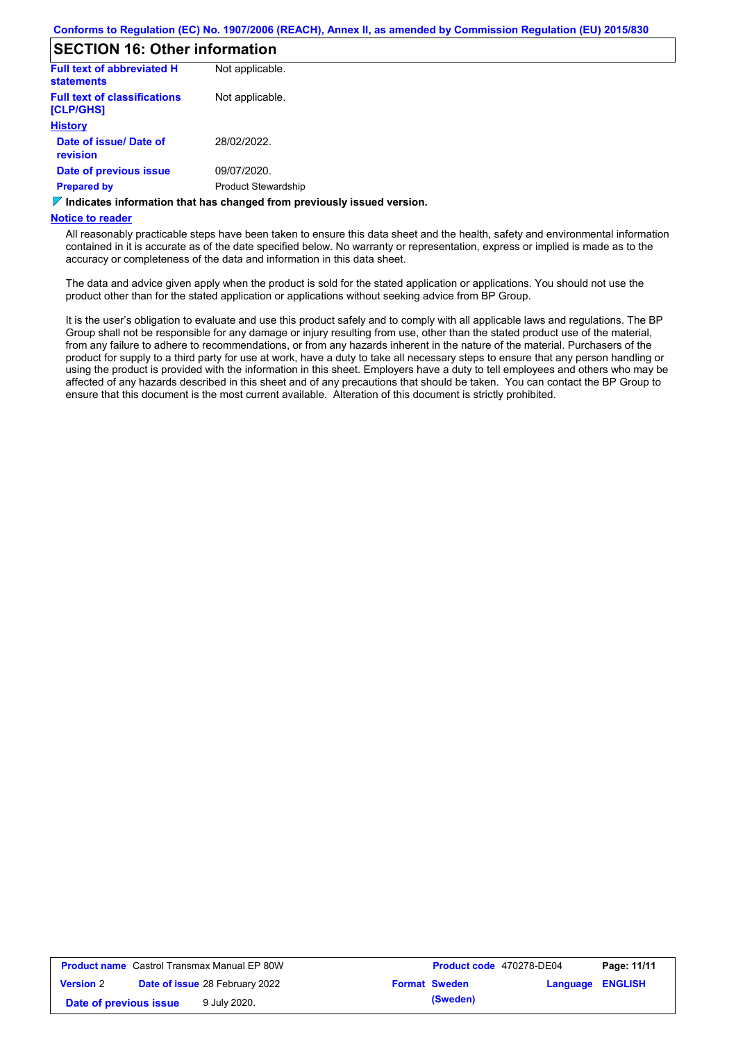## SECTION 16: Other information

| | |
|---|---|
| **Full text of abbreviated H statements** | Not applicable. |
| **Full text of classifications [CLP/GHS]** | Not applicable. |

**History**

| | |
|---|---|
| **Date of issue/ Date of revision** | 28/02/2022. |
| **Date of previous issue** | 09/07/2020. |
| **Prepared by** | Product Stewardship |

**Indicates information that has changed from previously issued version.**

**Notice to reader**

All reasonably practicable steps have been taken to ensure this data sheet and the health, safety and environmental information contained in it is accurate as of the date specified below. No warranty or representation, express or implied is made as to the accuracy or completeness of the data and information in this data sheet.

The data and advice given apply when the product is sold for the stated application or applications. You should not use the product other than for the stated application or applications without seeking advice from BP Group.

It is the user's obligation to evaluate and use this product safely and to comply with all applicable laws and regulations. The BP Group shall not be responsible for any damage or injury resulting from use, other than the stated product use of the material, from any failure to adhere to recommendations, or from any hazards inherent in the nature of the material. Purchasers of the product for supply to a third party for use at work, have a duty to take all necessary steps to ensure that any person handling or using the product is provided with the information in this sheet. Employers have a duty to tell employees and others who may be affected of any hazards described in this sheet and of any precautions that should be taken. You can contact the BP Group to ensure that this document is the most current available. Alteration of this document is strictly prohibited.